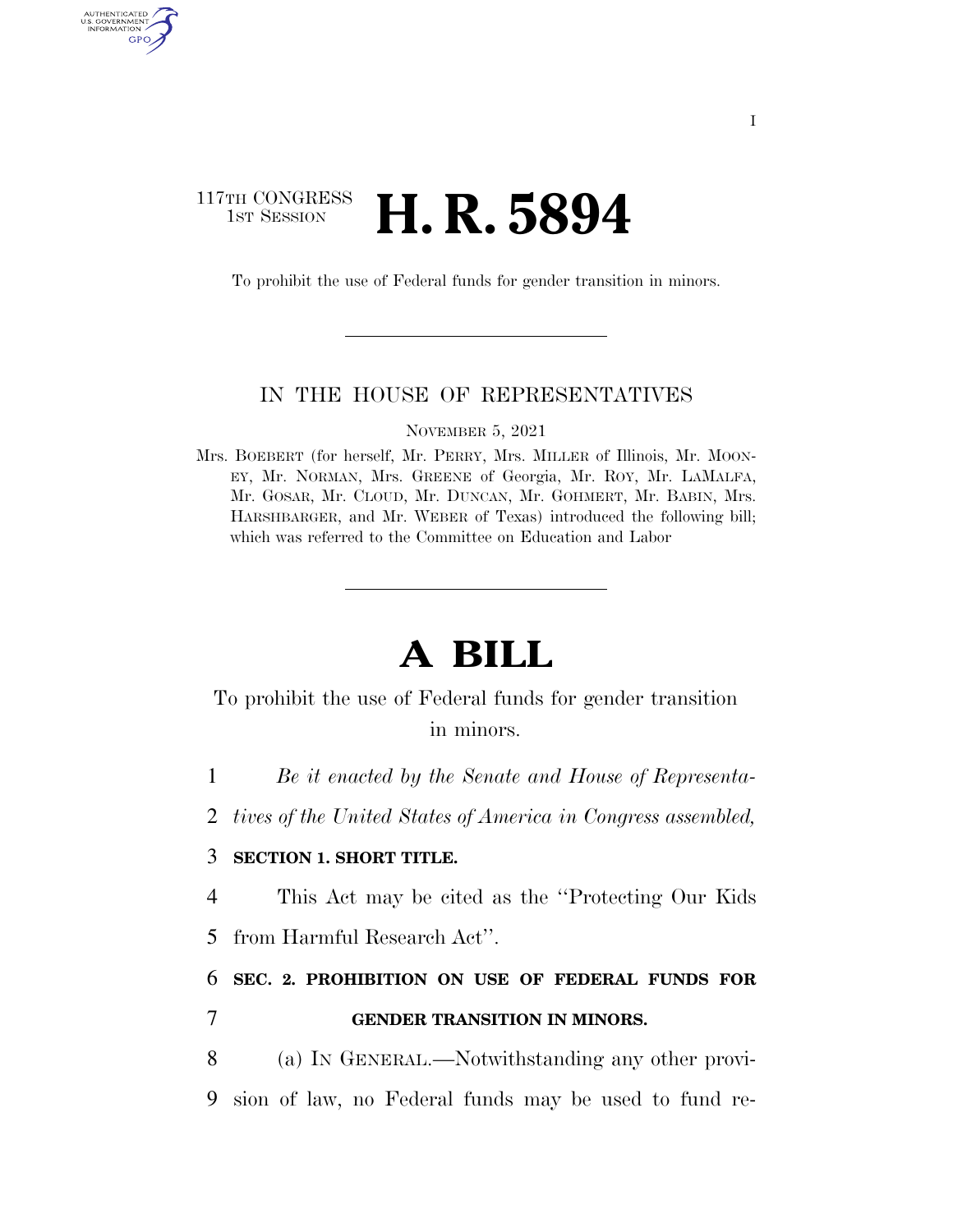117TH CONGRESS
1ST SESSION

# H. R. 5894

To prohibit the use of Federal funds for gender transition in minors.

IN THE HOUSE OF REPRESENTATIVES

NOVEMBER 5, 2021

Mrs. BOEBERT (for herself, Mr. PERRY, Mrs. MILLER of Illinois, Mr. MOONEY, Mr. NORMAN, Mrs. GREENE of Georgia, Mr. ROY, Mr. LAMALFA, Mr. GOSAR, Mr. CLOUD, Mr. DUNCAN, Mr. GOHMERT, Mr. BABIN, Mrs. HARSHBARGER, and Mr. WEBER of Texas) introduced the following bill; which was referred to the Committee on Education and Labor

# A BILL

To prohibit the use of Federal funds for gender transition in minors.

1 *Be it enacted by the Senate and House of Representa-*
2 *tives of the United States of America in Congress assembled,*

3 **SECTION 1. SHORT TITLE.**

4 This Act may be cited as the ''Protecting Our Kids
5 from Harmful Research Act''.

6 **SEC. 2. PROHIBITION ON USE OF FEDERAL FUNDS FOR**
7 **GENDER TRANSITION IN MINORS.**

8 (a) IN GENERAL.—Notwithstanding any other provi-
9 sion of law, no Federal funds may be used to fund re-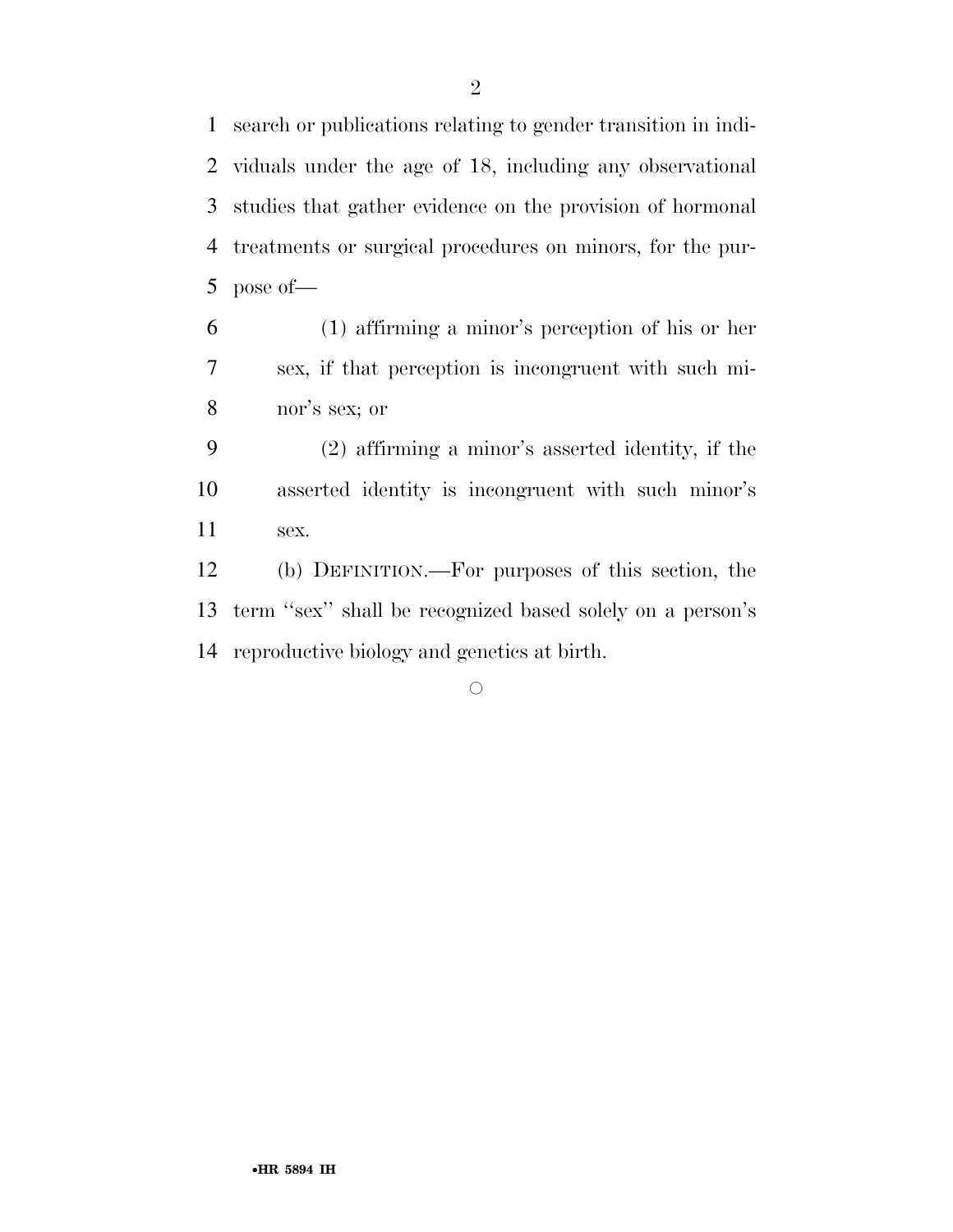search or publications relating to gender transition in individuals under the age of 18, including any observational studies that gather evidence on the provision of hormonal treatments or surgical procedures on minors, for the purpose of—

(1) affirming a minor's perception of his or her sex, if that perception is incongruent with such minor's sex; or

(2) affirming a minor's asserted identity, if the asserted identity is incongruent with such minor's sex.

(b) DEFINITION.—For purposes of this section, the term ''sex'' shall be recognized based solely on a person's reproductive biology and genetics at birth.